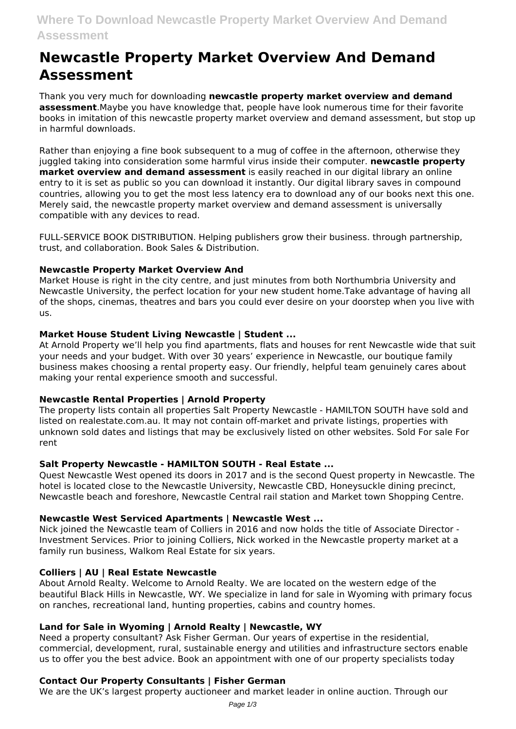# Newcastle Property Market Overview And Demand Assessment

Thank you very much for downloading **newcastle property market overview and demand assessment**.Maybe you have knowledge that, people have look numerous time for their favorite books in imitation of this newcastle property market overview and demand assessment, but stop up in harmful downloads.

Rather than enjoying a fine book subsequent to a mug of coffee in the afternoon, otherwise they juggled taking into consideration some harmful virus inside their computer. **newcastle property market overview and demand assessment** is easily reached in our digital library an online entry to it is set as public so you can download it instantly. Our digital library saves in compound countries, allowing you to get the most less latency era to download any of our books next this one. Merely said, the newcastle property market overview and demand assessment is universally compatible with any devices to read.

FULL-SERVICE BOOK DISTRIBUTION. Helping publishers grow their business. through partnership, trust, and collaboration. Book Sales & Distribution.

### Newcastle Property Market Overview And

Market House is right in the city centre, and just minutes from both Northumbria University and Newcastle University, the perfect location for your new student home.Take advantage of having all of the shops, cinemas, theatres and bars you could ever desire on your doorstep when you live with us.

### Market House Student Living Newcastle | Student ...

At Arnold Property we'll help you find apartments, flats and houses for rent Newcastle wide that suit your needs and your budget. With over 30 years' experience in Newcastle, our boutique family business makes choosing a rental property easy. Our friendly, helpful team genuinely cares about making your rental experience smooth and successful.

### Newcastle Rental Properties | Arnold Property

The property lists contain all properties Salt Property Newcastle - HAMILTON SOUTH have sold and listed on realestate.com.au. It may not contain off-market and private listings, properties with unknown sold dates and listings that may be exclusively listed on other websites. Sold For sale For rent

### Salt Property Newcastle - HAMILTON SOUTH - Real Estate ...

Quest Newcastle West opened its doors in 2017 and is the second Quest property in Newcastle. The hotel is located close to the Newcastle University, Newcastle CBD, Honeysuckle dining precinct, Newcastle beach and foreshore, Newcastle Central rail station and Market town Shopping Centre.

### Newcastle West Serviced Apartments | Newcastle West ...

Nick joined the Newcastle team of Colliers in 2016 and now holds the title of Associate Director - Investment Services. Prior to joining Colliers, Nick worked in the Newcastle property market at a family run business, Walkom Real Estate for six years.

### Colliers | AU | Real Estate Newcastle

About Arnold Realty. Welcome to Arnold Realty. We are located on the western edge of the beautiful Black Hills in Newcastle, WY. We specialize in land for sale in Wyoming with primary focus on ranches, recreational land, hunting properties, cabins and country homes.

### Land for Sale in Wyoming | Arnold Realty | Newcastle, WY

Need a property consultant? Ask Fisher German. Our years of expertise in the residential, commercial, development, rural, sustainable energy and utilities and infrastructure sectors enable us to offer you the best advice. Book an appointment with one of our property specialists today

### Contact Our Property Consultants | Fisher German

We are the UK's largest property auctioneer and market leader in online auction. Through our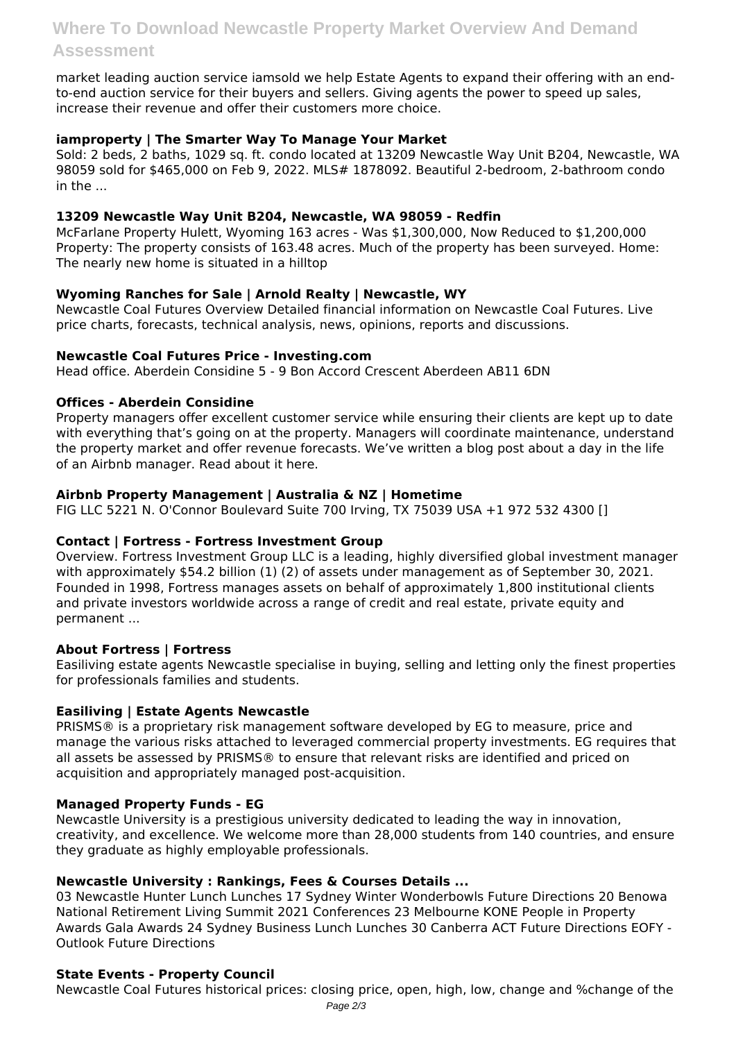market leading auction service iamsold we help Estate Agents to expand their offering with an end-to-end auction service for their buyers and sellers. Giving agents the power to speed up sales, increase their revenue and offer their customers more choice.

### iamproperty | The Smarter Way To Manage Your Market

Sold: 2 beds, 2 baths, 1029 sq. ft. condo located at 13209 Newcastle Way Unit B204, Newcastle, WA 98059 sold for $465,000 on Feb 9, 2022. MLS# 1878092. Beautiful 2-bedroom, 2-bathroom condo in the ...

### 13209 Newcastle Way Unit B204, Newcastle, WA 98059 - Redfin

McFarlane Property Hulett, Wyoming 163 acres - Was $1,300,000, Now Reduced to $1,200,000 Property: The property consists of 163.48 acres. Much of the property has been surveyed. Home: The nearly new home is situated in a hilltop

### Wyoming Ranches for Sale | Arnold Realty | Newcastle, WY

Newcastle Coal Futures Overview Detailed financial information on Newcastle Coal Futures. Live price charts, forecasts, technical analysis, news, opinions, reports and discussions.

### Newcastle Coal Futures Price - Investing.com

Head office. Aberdein Considine 5 - 9 Bon Accord Crescent Aberdeen AB11 6DN

### Offices - Aberdein Considine

Property managers offer excellent customer service while ensuring their clients are kept up to date with everything that's going on at the property. Managers will coordinate maintenance, understand the property market and offer revenue forecasts. We've written a blog post about a day in the life of an Airbnb manager. Read about it here.

### Airbnb Property Management | Australia & NZ | Hometime

FIG LLC 5221 N. O'Connor Boulevard Suite 700 Irving, TX 75039 USA +1 972 532 4300 []

### Contact | Fortress - Fortress Investment Group

Overview. Fortress Investment Group LLC is a leading, highly diversified global investment manager with approximately $54.2 billion (1) (2) of assets under management as of September 30, 2021. Founded in 1998, Fortress manages assets on behalf of approximately 1,800 institutional clients and private investors worldwide across a range of credit and real estate, private equity and permanent ...

### About Fortress | Fortress

Easiliving estate agents Newcastle specialise in buying, selling and letting only the finest properties for professionals families and students.

### Easiliving | Estate Agents Newcastle

PRISMS® is a proprietary risk management software developed by EG to measure, price and manage the various risks attached to leveraged commercial property investments. EG requires that all assets be assessed by PRISMS® to ensure that relevant risks are identified and priced on acquisition and appropriately managed post-acquisition.

### Managed Property Funds - EG

Newcastle University is a prestigious university dedicated to leading the way in innovation, creativity, and excellence. We welcome more than 28,000 students from 140 countries, and ensure they graduate as highly employable professionals.

### Newcastle University : Rankings, Fees & Courses Details ...

03 Newcastle Hunter Lunch Lunches 17 Sydney Winter Wonderbowls Future Directions 20 Benowa National Retirement Living Summit 2021 Conferences 23 Melbourne KONE People in Property Awards Gala Awards 24 Sydney Business Lunch Lunches 30 Canberra ACT Future Directions EOFY - Outlook Future Directions

### State Events - Property Council

Newcastle Coal Futures historical prices: closing price, open, high, low, change and %change of the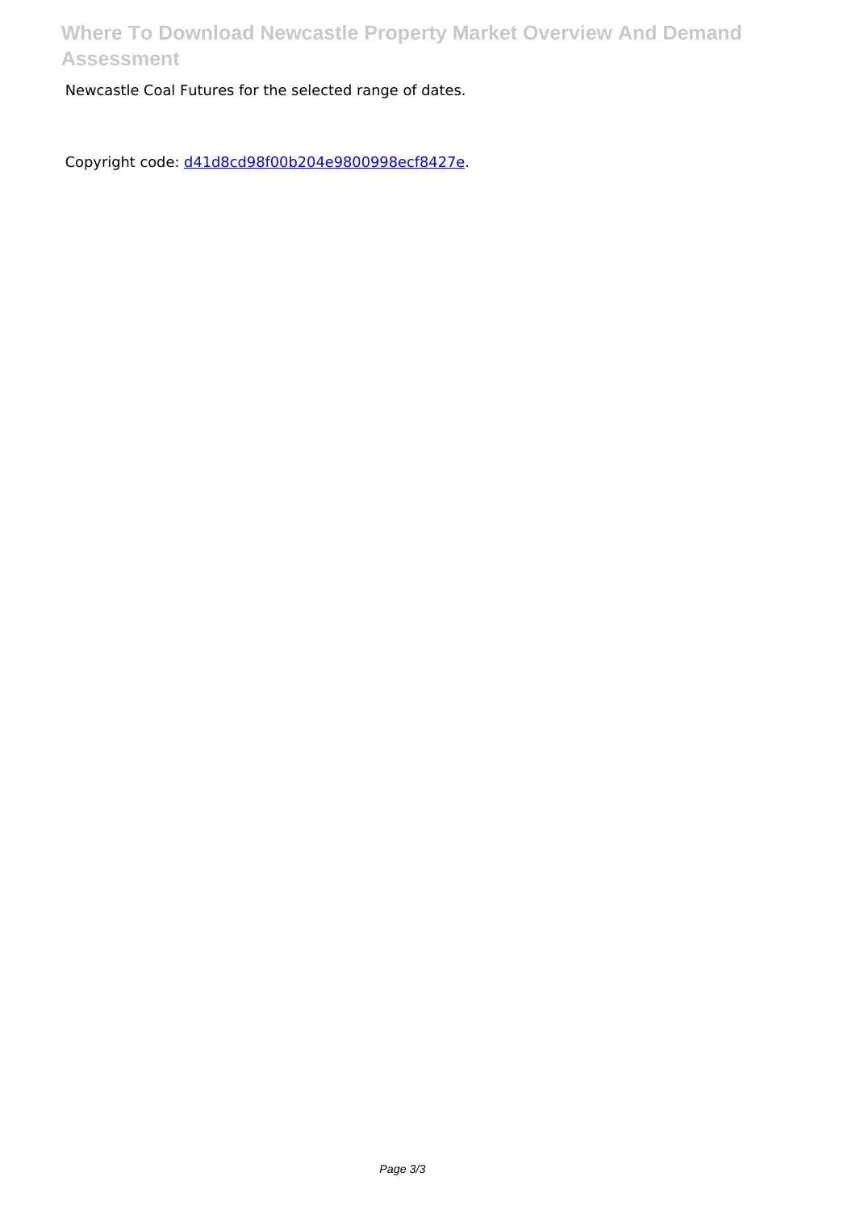Newcastle Coal Futures for the selected range of dates.

Copyright code: d41d8cd98f00b204e9800998ecf8427e.